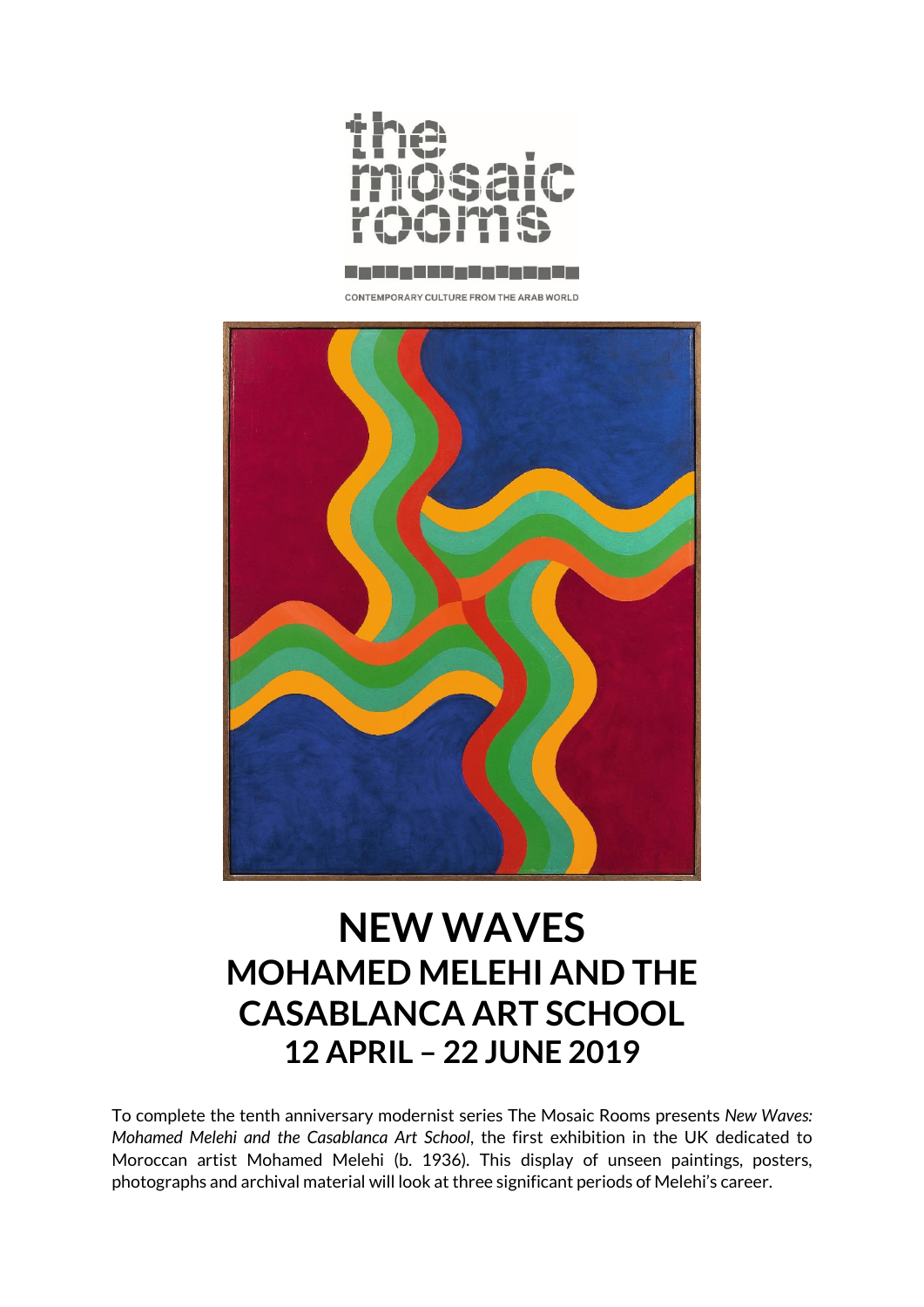the mosaic rooms

CONTEMPORARY CULTURE FROM THE ARAB WORLD

# NEW WAVES
## MOHAMED MELEHI AND THE CASABLANCA ART SCHOOL
## 12 APRIL – 22 JUNE 2019

To complete the tenth anniversary modernist series The Mosaic Rooms presents *New Waves: Mohamed Melehi and the Casablanca Art School*, the first exhibition in the UK dedicated to Moroccan artist Mohamed Melehi (b. 1936). This display of unseen paintings, posters, photographs and archival material will look at three significant periods of Melehi's career.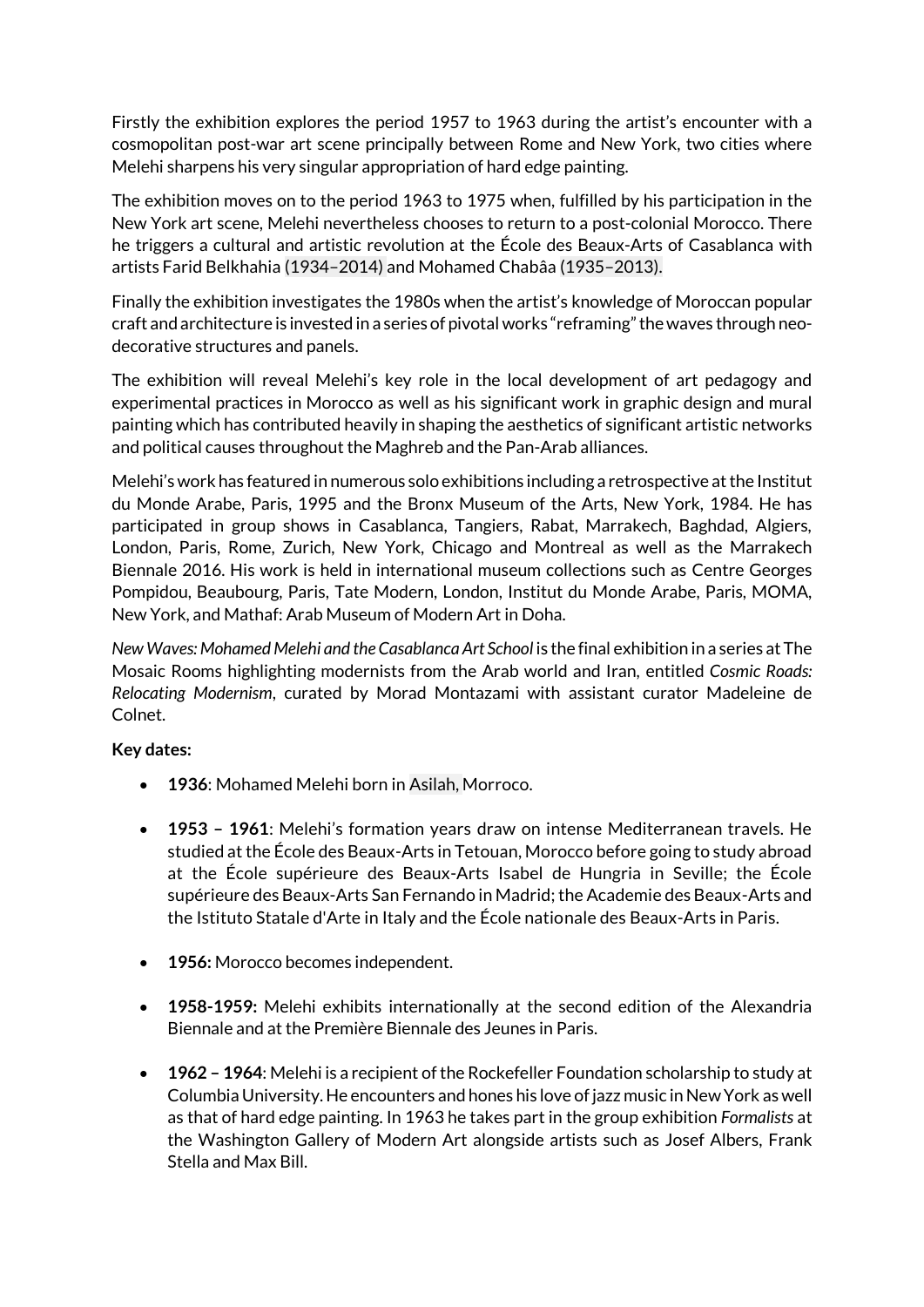Firstly the exhibition explores the period 1957 to 1963 during the artist's encounter with a cosmopolitan post-war art scene principally between Rome and New York, two cities where Melehi sharpens his very singular appropriation of hard edge painting.

The exhibition moves on to the period 1963 to 1975 when, fulfilled by his participation in the New York art scene, Melehi nevertheless chooses to return to a post-colonial Morocco. There he triggers a cultural and artistic revolution at the École des Beaux-Arts of Casablanca with artists Farid Belkhahia (1934–2014) and Mohamed Chabâa (1935–2013).

Finally the exhibition investigates the 1980s when the artist's knowledge of Moroccan popular craft and architecture is invested in a series of pivotal works "reframing" the waves through neo-decorative structures and panels.

The exhibition will reveal Melehi's key role in the local development of art pedagogy and experimental practices in Morocco as well as his significant work in graphic design and mural painting which has contributed heavily in shaping the aesthetics of significant artistic networks and political causes throughout the Maghreb and the Pan-Arab alliances.

Melehi's work has featured in numerous solo exhibitions including a retrospective at the Institut du Monde Arabe, Paris, 1995 and the Bronx Museum of the Arts, New York, 1984. He has participated in group shows in Casablanca, Tangiers, Rabat, Marrakech, Baghdad, Algiers, London, Paris, Rome, Zurich, New York, Chicago and Montreal as well as the Marrakech Biennale 2016. His work is held in international museum collections such as Centre Georges Pompidou, Beaubourg, Paris, Tate Modern, London, Institut du Monde Arabe, Paris, MOMA, New York, and Mathaf: Arab Museum of Modern Art in Doha.

*New Waves: Mohamed Melehi and the Casablanca Art School* is the final exhibition in a series at The Mosaic Rooms highlighting modernists from the Arab world and Iran, entitled *Cosmic Roads: Relocating Modernism*, curated by Morad Montazami with assistant curator Madeleine de Colnet.

**Key dates:**

- **1936**: Mohamed Melehi born in Asilah, Morroco.

- **1953 – 1961**: Melehi's formation years draw on intense Mediterranean travels. He studied at the École des Beaux-Arts in Tetouan, Morocco before going to study abroad at the École supérieure des Beaux-Arts Isabel de Hungria in Seville; the École supérieure des Beaux-Arts San Fernando in Madrid; the Academie des Beaux-Arts and the Istituto Statale d'Arte in Italy and the École nationale des Beaux-Arts in Paris.

- **1956:** Morocco becomes independent.

- **1958-1959:** Melehi exhibits internationally at the second edition of the Alexandria Biennale and at the Première Biennale des Jeunes in Paris.

- **1962 – 1964**: Melehi is a recipient of the Rockefeller Foundation scholarship to study at Columbia University. He encounters and hones his love of jazz music in New York as well as that of hard edge painting. In 1963 he takes part in the group exhibition *Formalists* at the Washington Gallery of Modern Art alongside artists such as Josef Albers, Frank Stella and Max Bill.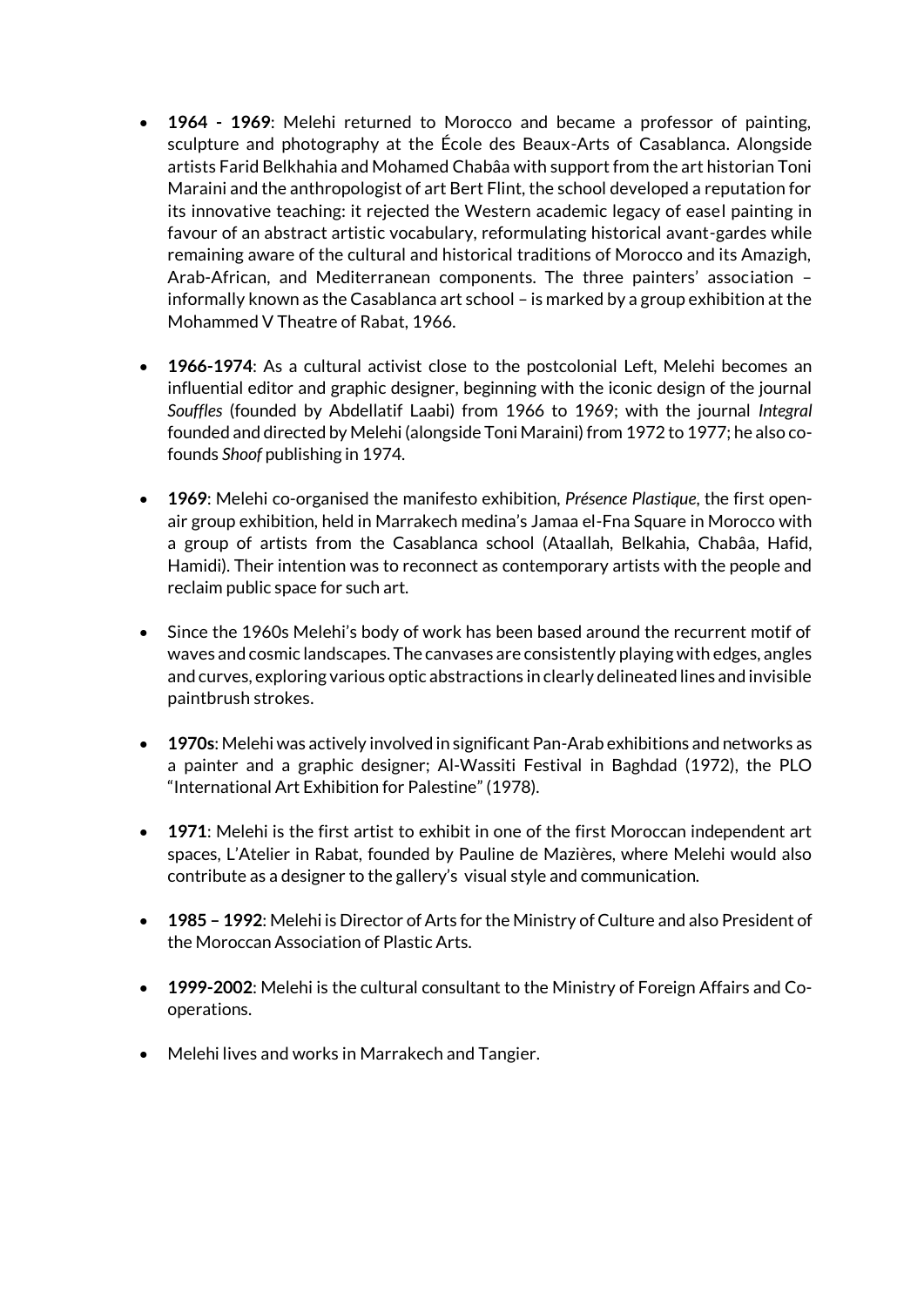- **1964 - 1969**: Melehi returned to Morocco and became a professor of painting, sculpture and photography at the École des Beaux-Arts of Casablanca. Alongside artists Farid Belkhahia and Mohamed Chabâa with support from the art historian Toni Maraini and the anthropologist of art Bert Flint, the school developed a reputation for its innovative teaching: it rejected the Western academic legacy of easel painting in favour of an abstract artistic vocabulary, reformulating historical avant-gardes while remaining aware of the cultural and historical traditions of Morocco and its Amazigh, Arab-African, and Mediterranean components. The three painters' association – informally known as the Casablanca art school – is marked by a group exhibition at the Mohammed V Theatre of Rabat, 1966.

- **1966-1974**: As a cultural activist close to the postcolonial Left, Melehi becomes an influential editor and graphic designer, beginning with the iconic design of the journal *Souffles* (founded by Abdellatif Laabi) from 1966 to 1969; with the journal *Integral* founded and directed by Melehi (alongside Toni Maraini) from 1972 to 1977; he also co-founds *Shoof* publishing in 1974.

- **1969**: Melehi co-organised the manifesto exhibition, *Présence Plastique*, the first open-air group exhibition, held in Marrakech medina's Jamaa el-Fna Square in Morocco with a group of artists from the Casablanca school (Ataallah, Belkahia, Chabâa, Hafid, Hamidi). Their intention was to reconnect as contemporary artists with the people and reclaim public space for such art.

- Since the 1960s Melehi's body of work has been based around the recurrent motif of waves and cosmic landscapes. The canvases are consistently playing with edges, angles and curves, exploring various optic abstractions in clearly delineated lines and invisible paintbrush strokes.

- **1970s**: Melehi was actively involved in significant Pan-Arab exhibitions and networks as a painter and a graphic designer; Al-Wassiti Festival in Baghdad (1972), the PLO "International Art Exhibition for Palestine" (1978).

- **1971**: Melehi is the first artist to exhibit in one of the first Moroccan independent art spaces, L'Atelier in Rabat, founded by Pauline de Mazières, where Melehi would also contribute as a designer to the gallery's visual style and communication.

- **1985 – 1992**: Melehi is Director of Arts for the Ministry of Culture and also President of the Moroccan Association of Plastic Arts.

- **1999-2002**: Melehi is the cultural consultant to the Ministry of Foreign Affairs and Co-operations.

- Melehi lives and works in Marrakech and Tangier.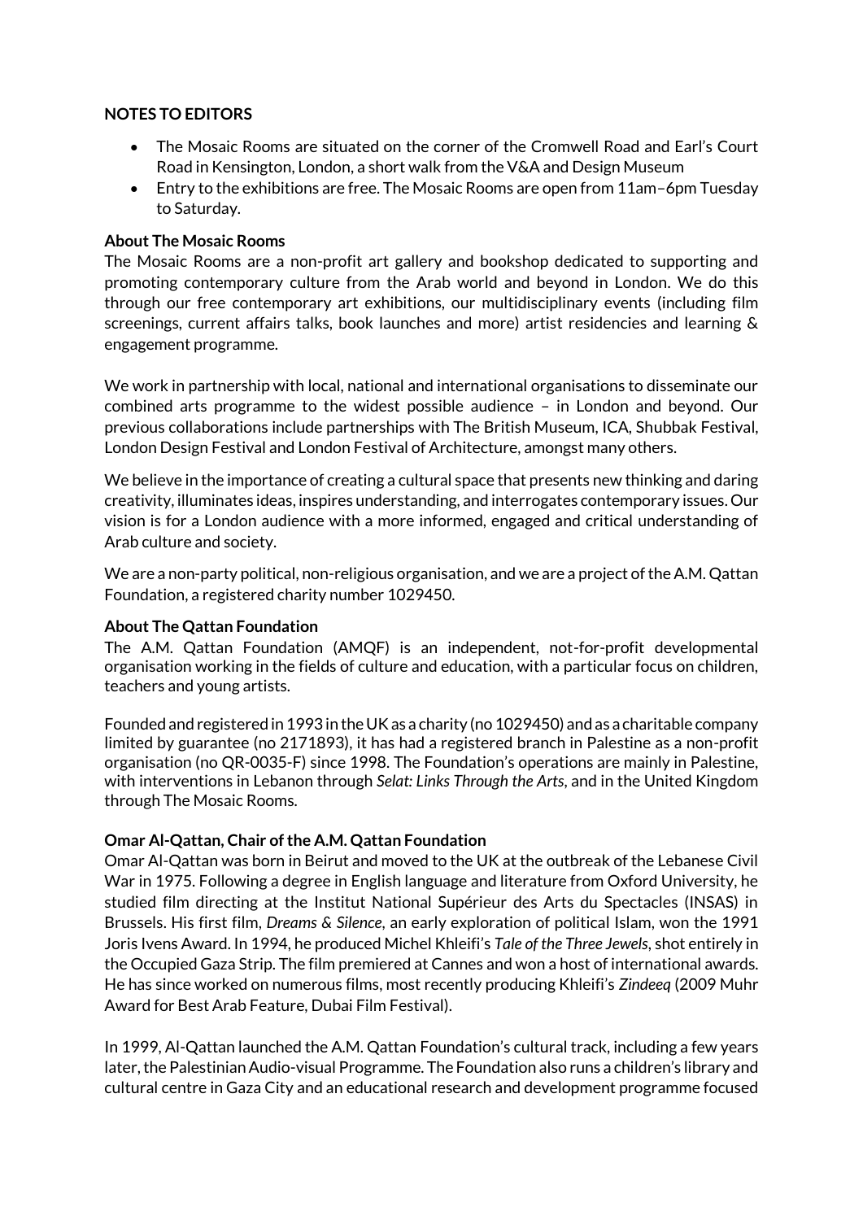**NOTES TO EDITORS**

- The Mosaic Rooms are situated on the corner of the Cromwell Road and Earl's Court Road in Kensington, London, a short walk from the V&A and Design Museum
- Entry to the exhibitions are free. The Mosaic Rooms are open from 11am–6pm Tuesday to Saturday.

**About The Mosaic Rooms**

The Mosaic Rooms are a non-profit art gallery and bookshop dedicated to supporting and promoting contemporary culture from the Arab world and beyond in London. We do this through our free contemporary art exhibitions, our multidisciplinary events (including film screenings, current affairs talks, book launches and more) artist residencies and learning & engagement programme.

We work in partnership with local, national and international organisations to disseminate our combined arts programme to the widest possible audience – in London and beyond. Our previous collaborations include partnerships with The British Museum, ICA, Shubbak Festival, London Design Festival and London Festival of Architecture, amongst many others.

We believe in the importance of creating a cultural space that presents new thinking and daring creativity, illuminates ideas, inspires understanding, and interrogates contemporary issues. Our vision is for a London audience with a more informed, engaged and critical understanding of Arab culture and society.

We are a non-party political, non-religious organisation, and we are a project of the A.M. Qattan Foundation, a registered charity number 1029450.

**About The Qattan Foundation**

The A.M. Qattan Foundation (AMQF) is an independent, not-for-profit developmental organisation working in the fields of culture and education, with a particular focus on children, teachers and young artists.

Founded and registered in 1993 in the UK as a charity (no 1029450) and as a charitable company limited by guarantee (no 2171893), it has had a registered branch in Palestine as a non-profit organisation (no QR-0035-F) since 1998. The Foundation's operations are mainly in Palestine, with interventions in Lebanon through *Selat: Links Through the Arts*, and in the United Kingdom through The Mosaic Rooms.

**Omar Al-Qattan, Chair of the A.M. Qattan Foundation**

Omar Al-Qattan was born in Beirut and moved to the UK at the outbreak of the Lebanese Civil War in 1975. Following a degree in English language and literature from Oxford University, he studied film directing at the Institut National Supérieur des Arts du Spectacles (INSAS) in Brussels. His first film, *Dreams & Silence*, an early exploration of political Islam, won the 1991 Joris Ivens Award. In 1994, he produced Michel Khleifi's *Tale of the Three Jewels*, shot entirely in the Occupied Gaza Strip. The film premiered at Cannes and won a host of international awards. He has since worked on numerous films, most recently producing Khleifi's *Zindeeq* (2009 Muhr Award for Best Arab Feature, Dubai Film Festival).

In 1999, Al-Qattan launched the A.M. Qattan Foundation's cultural track, including a few years later, the Palestinian Audio-visual Programme. The Foundation also runs a children's library and cultural centre in Gaza City and an educational research and development programme focused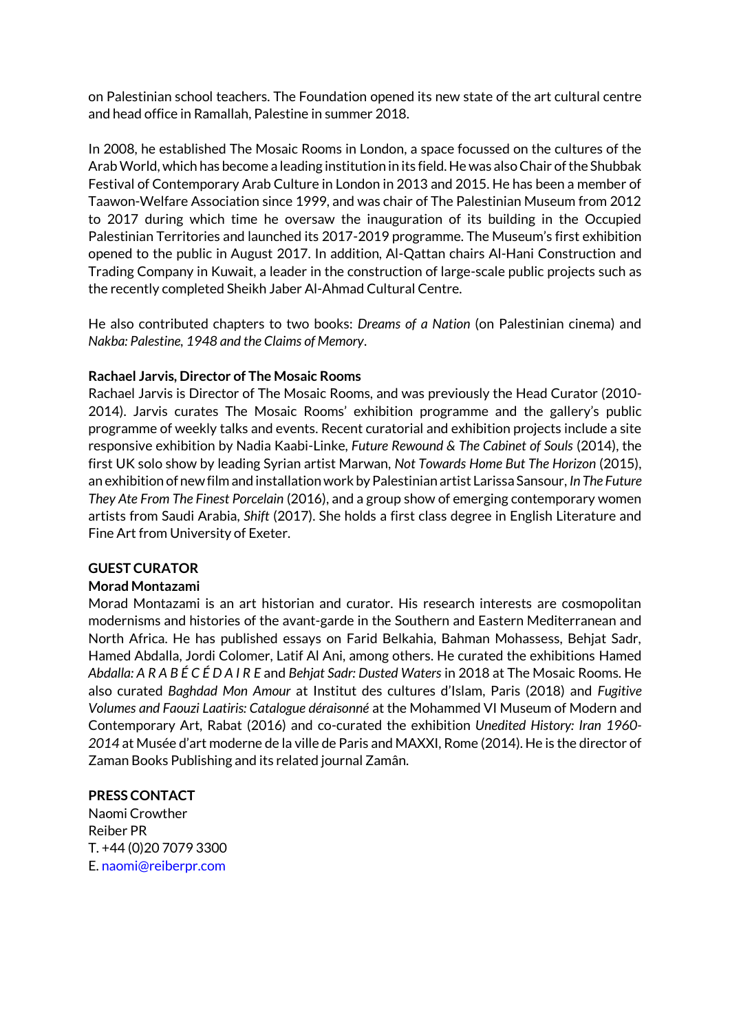on Palestinian school teachers. The Foundation opened its new state of the art cultural centre and head office in Ramallah, Palestine in summer 2018.

In 2008, he established The Mosaic Rooms in London, a space focussed on the cultures of the Arab World, which has become a leading institution in its field. He was also Chair of the Shubbak Festival of Contemporary Arab Culture in London in 2013 and 2015. He has been a member of Taawon-Welfare Association since 1999, and was chair of The Palestinian Museum from 2012 to 2017 during which time he oversaw the inauguration of its building in the Occupied Palestinian Territories and launched its 2017-2019 programme. The Museum's first exhibition opened to the public in August 2017. In addition, Al-Qattan chairs Al-Hani Construction and Trading Company in Kuwait, a leader in the construction of large-scale public projects such as the recently completed Sheikh Jaber Al-Ahmad Cultural Centre.

He also contributed chapters to two books: *Dreams of a Nation* (on Palestinian cinema) and *Nakba: Palestine, 1948 and the Claims of Memory*.

**Rachael Jarvis, Director of The Mosaic Rooms**

Rachael Jarvis is Director of The Mosaic Rooms, and was previously the Head Curator (2010-2014). Jarvis curates The Mosaic Rooms' exhibition programme and the gallery's public programme of weekly talks and events. Recent curatorial and exhibition projects include a site responsive exhibition by Nadia Kaabi-Linke, *Future Rewound & The Cabinet of Souls* (2014), the first UK solo show by leading Syrian artist Marwan, *Not Towards Home But The Horizon* (2015), an exhibition of new film and installation work by Palestinian artist Larissa Sansour, *In The Future They Ate From The Finest Porcelain* (2016), and a group show of emerging contemporary women artists from Saudi Arabia, *Shift* (2017). She holds a first class degree in English Literature and Fine Art from University of Exeter.

**GUEST CURATOR**

**Morad Montazami**

Morad Montazami is an art historian and curator. His research interests are cosmopolitan modernisms and histories of the avant-garde in the Southern and Eastern Mediterranean and North Africa. He has published essays on Farid Belkahia, Bahman Mohassess, Behjat Sadr, Hamed Abdalla, Jordi Colomer, Latif Al Ani, among others. He curated the exhibitions Hamed *Abdalla: A R A B É C É D A I R E* and *Behjat Sadr: Dusted Waters* in 2018 at The Mosaic Rooms. He also curated *Baghdad Mon Amour* at Institut des cultures d'Islam, Paris (2018) and *Fugitive Volumes and Faouzi Laatiris: Catalogue déraisonné* at the Mohammed VI Museum of Modern and Contemporary Art, Rabat (2016) and co-curated the exhibition *Unedited History: Iran 1960-2014* at Musée d'art moderne de la ville de Paris and MAXXI, Rome (2014). He is the director of Zaman Books Publishing and its related journal Zamân.

**PRESS CONTACT**

Naomi Crowther
Reiber PR
T. +44 (0)20 7079 3300
E. naomi@reiberpr.com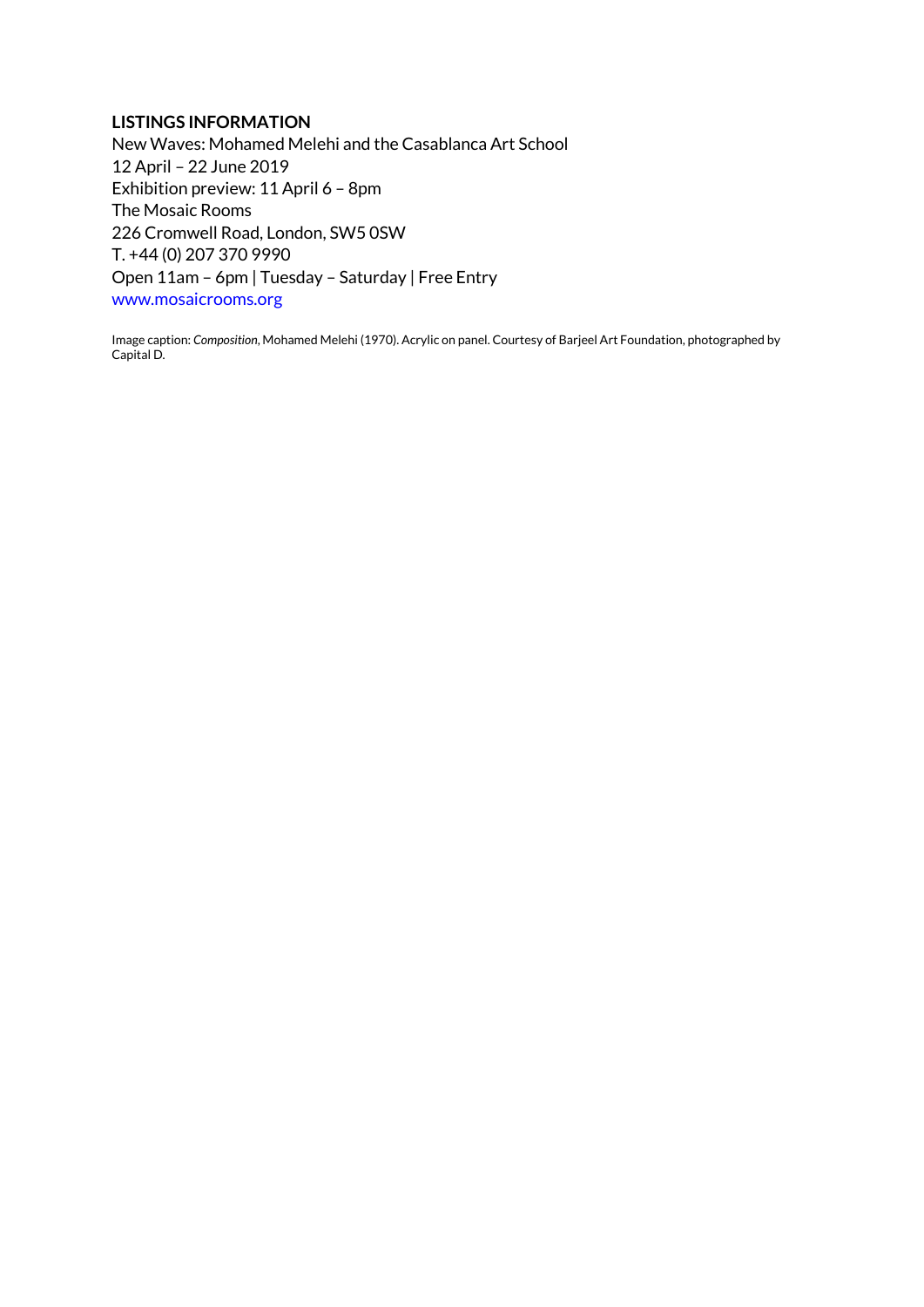**LISTINGS INFORMATION**

New Waves: Mohamed Melehi and the Casablanca Art School
12 April – 22 June 2019
Exhibition preview: 11 April 6 – 8pm
The Mosaic Rooms
226 Cromwell Road, London, SW5 0SW
T. +44 (0) 207 370 9990
Open 11am – 6pm | Tuesday – Saturday | Free Entry
www.mosaicrooms.org

Image caption: *Composition*, Mohamed Melehi (1970). Acrylic on panel. Courtesy of Barjeel Art Foundation, photographed by Capital D.